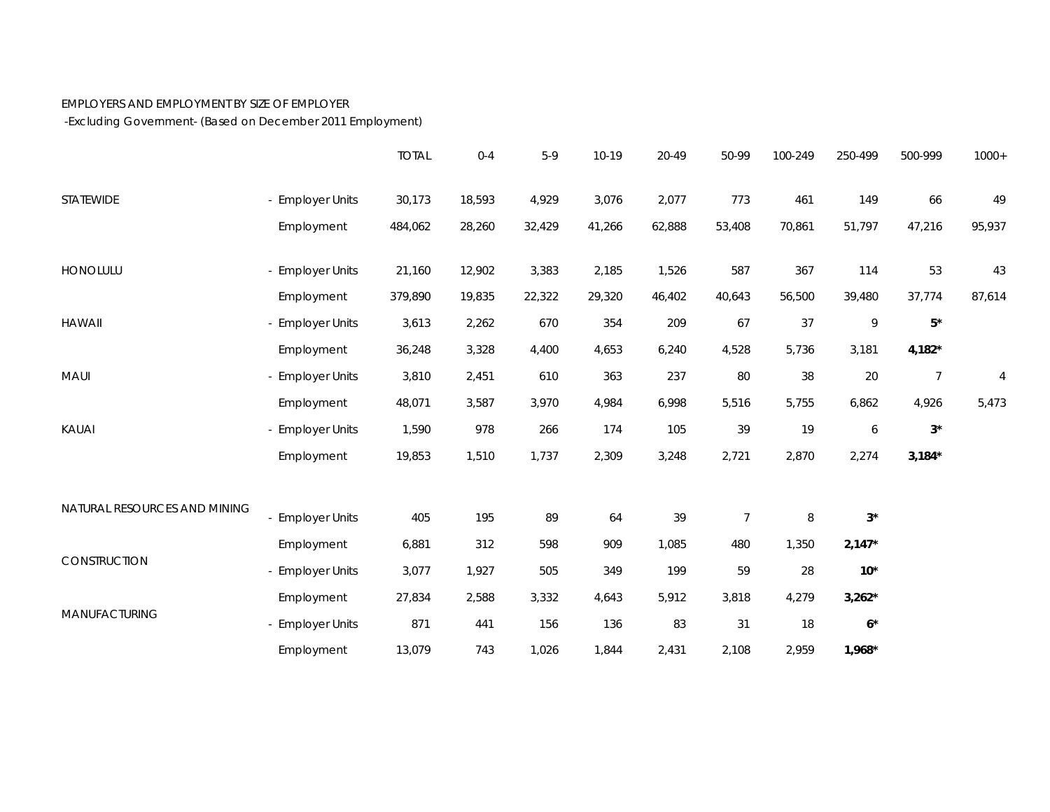EMPLOYERS AND EMPLOYMENT BY SIZE OF EMPLOYER
-Excluding Government- (Based on December 2011 Employment)

| | | TOTAL | 0-4 | 5-9 | 10-19 | 20-49 | 50-99 | 100-249 | 250-499 | 500-999 | 1000+ |
|---|---|---|---|---|---|---|---|---|---|---|---|
| STATEWIDE | - Employer Units | 30,173 | 18,593 | 4,929 | 3,076 | 2,077 | 773 | 461 | 149 | 66 | 49 |
| | Employment | 484,062 | 28,260 | 32,429 | 41,266 | 62,888 | 53,408 | 70,861 | 51,797 | 47,216 | 95,937 |
| HONOLULU | - Employer Units | 21,160 | 12,902 | 3,383 | 2,185 | 1,526 | 587 | 367 | 114 | 53 | 43 |
| | Employment | 379,890 | 19,835 | 22,322 | 29,320 | 46,402 | 40,643 | 56,500 | 39,480 | 37,774 | 87,614 |
| HAWAII | - Employer Units | 3,613 | 2,262 | 670 | 354 | 209 | 67 | 37 | 9 | **5*** | |
| | Employment | 36,248 | 3,328 | 4,400 | 4,653 | 6,240 | 4,528 | 5,736 | 3,181 | **4,182*** | |
| MAUI | - Employer Units | 3,810 | 2,451 | 610 | 363 | 237 | 80 | 38 | 20 | 7 | 4 |
| | Employment | 48,071 | 3,587 | 3,970 | 4,984 | 6,998 | 5,516 | 5,755 | 6,862 | 4,926 | 5,473 |
| KAUAI | - Employer Units | 1,590 | 978 | 266 | 174 | 105 | 39 | 19 | 6 | **3*** | |
| | Employment | 19,853 | 1,510 | 1,737 | 2,309 | 3,248 | 2,721 | 2,870 | 2,274 | **3,184*** | |
| NATURAL RESOURCES AND MINING | - Employer Units | 405 | 195 | 89 | 64 | 39 | 7 | 8 | **3*** | | |
| | Employment | 6,881 | 312 | 598 | 909 | 1,085 | 480 | 1,350 | **2,147*** | | |
| CONSTRUCTION | - Employer Units | 3,077 | 1,927 | 505 | 349 | 199 | 59 | 28 | **10*** | | |
| | Employment | 27,834 | 2,588 | 3,332 | 4,643 | 5,912 | 3,818 | 4,279 | **3,262*** | | |
| MANUFACTURING | - Employer Units | 871 | 441 | 156 | 136 | 83 | 31 | 18 | **6*** | | |
| | Employment | 13,079 | 743 | 1,026 | 1,844 | 2,431 | 2,108 | 2,959 | **1,968*** | | |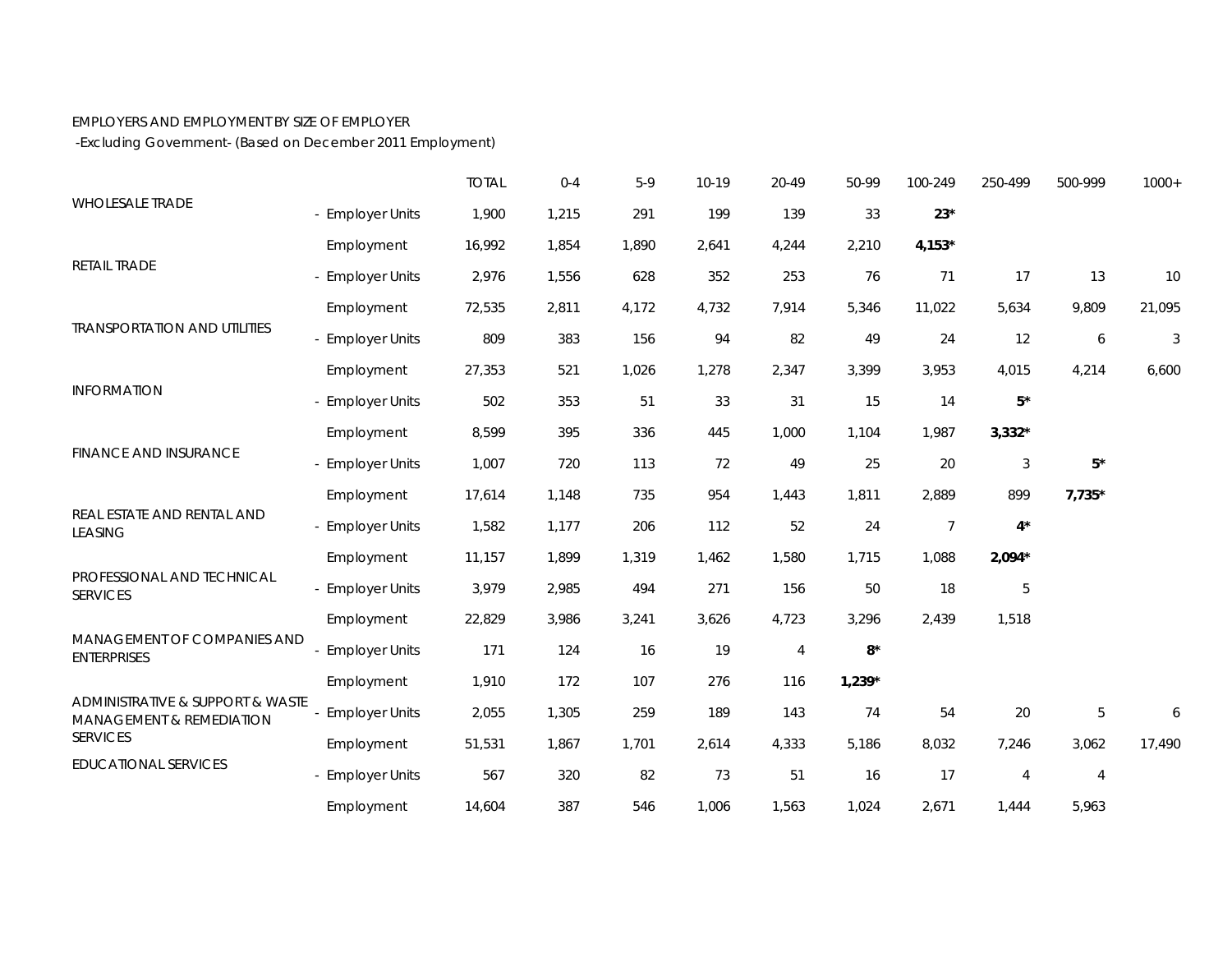EMPLOYERS AND EMPLOYMENT BY SIZE OF EMPLOYER

-Excluding Government- (Based on December 2011 Employment)

| | | TOTAL | 0-4 | 5-9 | 10-19 | 20-49 | 50-99 | 100-249 | 250-499 | 500-999 | 1000+ |
|---|---|---|---|---|---|---|---|---|---|---|---|
| WHOLESALE TRADE | - Employer Units | 1,900 | 1,215 | 291 | 199 | 139 | 33 | **23*** | | | |
| | Employment | 16,992 | 1,854 | 1,890 | 2,641 | 4,244 | 2,210 | **4,153*** | | | |
| RETAIL TRADE | - Employer Units | 2,976 | 1,556 | 628 | 352 | 253 | 76 | 71 | 17 | 13 | 10 |
| | Employment | 72,535 | 2,811 | 4,172 | 4,732 | 7,914 | 5,346 | 11,022 | 5,634 | 9,809 | 21,095 |
| TRANSPORTATION AND UTILITIES | - Employer Units | 809 | 383 | 156 | 94 | 82 | 49 | 24 | 12 | 6 | 3 |
| | Employment | 27,353 | 521 | 1,026 | 1,278 | 2,347 | 3,399 | 3,953 | 4,015 | 4,214 | 6,600 |
| INFORMATION | - Employer Units | 502 | 353 | 51 | 33 | 31 | 15 | 14 | **5*** | | |
| | Employment | 8,599 | 395 | 336 | 445 | 1,000 | 1,104 | 1,987 | **3,332*** | | |
| FINANCE AND INSURANCE | - Employer Units | 1,007 | 720 | 113 | 72 | 49 | 25 | 20 | 3 | **5*** | |
| | Employment | 17,614 | 1,148 | 735 | 954 | 1,443 | 1,811 | 2,889 | 899 | **7,735*** | |
| REAL ESTATE AND RENTAL AND LEASING | - Employer Units | 1,582 | 1,177 | 206 | 112 | 52 | 24 | 7 | **4*** | | |
| | Employment | 11,157 | 1,899 | 1,319 | 1,462 | 1,580 | 1,715 | 1,088 | **2,094*** | | |
| PROFESSIONAL AND TECHNICAL SERVICES | - Employer Units | 3,979 | 2,985 | 494 | 271 | 156 | 50 | 18 | 5 | | |
| | Employment | 22,829 | 3,986 | 3,241 | 3,626 | 4,723 | 3,296 | 2,439 | 1,518 | | |
| MANAGEMENT OF COMPANIES AND ENTERPRISES | - Employer Units | 171 | 124 | 16 | 19 | 4 | **8*** | | | | |
| | Employment | 1,910 | 172 | 107 | 276 | 116 | **1,239*** | | | | |
| ADMINISTRATIVE & SUPPORT & WASTE MANAGEMENT & REMEDIATION SERVICES | - Employer Units | 2,055 | 1,305 | 259 | 189 | 143 | 74 | 54 | 20 | 5 | 6 |
| | Employment | 51,531 | 1,867 | 1,701 | 2,614 | 4,333 | 5,186 | 8,032 | 7,246 | 3,062 | 17,490 |
| EDUCATIONAL SERVICES | - Employer Units | 567 | 320 | 82 | 73 | 51 | 16 | 17 | 4 | 4 | |
| | Employment | 14,604 | 387 | 546 | 1,006 | 1,563 | 1,024 | 2,671 | 1,444 | 5,963 | |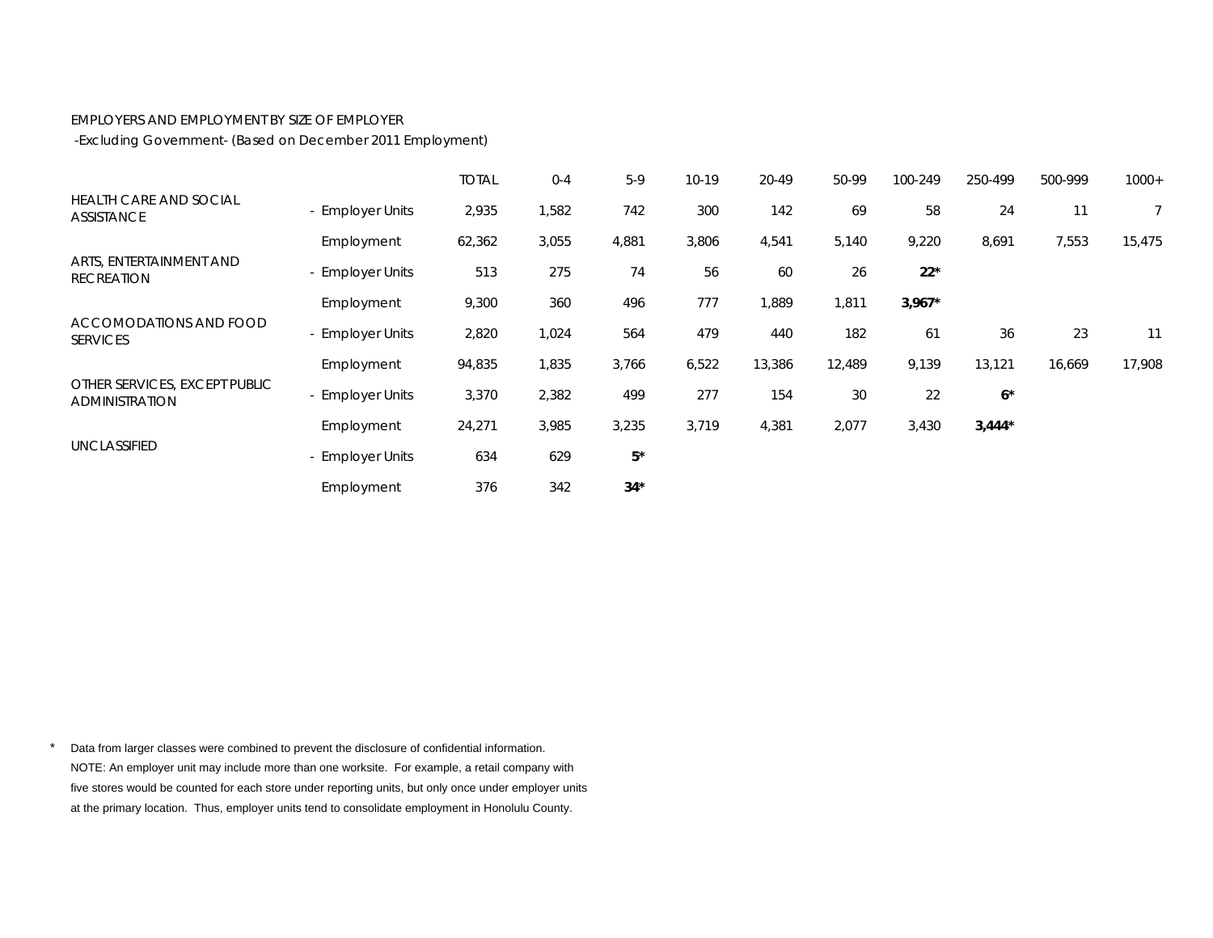EMPLOYERS AND EMPLOYMENT BY SIZE OF EMPLOYER

-Excluding Government- (Based on December 2011 Employment)

| | | TOTAL | 0-4 | 5-9 | 10-19 | 20-49 | 50-99 | 100-249 | 250-499 | 500-999 | 1000+ |
|---|---|---|---|---|---|---|---|---|---|---|---|
| HEALTH CARE AND SOCIAL ASSISTANCE | - Employer Units | 2,935 | 1,582 | 742 | 300 | 142 | 69 | 58 | 24 | 11 | 7 |
| | Employment | 62,362 | 3,055 | 4,881 | 3,806 | 4,541 | 5,140 | 9,220 | 8,691 | 7,553 | 15,475 |
| ARTS, ENTERTAINMENT AND RECREATION | - Employer Units | 513 | 275 | 74 | 56 | 60 | 26 | **22*** | | | |
| | Employment | 9,300 | 360 | 496 | 777 | 1,889 | 1,811 | **3,967*** | | | |
| ACCOMODATIONS AND FOOD SERVICES | - Employer Units | 2,820 | 1,024 | 564 | 479 | 440 | 182 | 61 | 36 | 23 | 11 |
| | Employment | 94,835 | 1,835 | 3,766 | 6,522 | 13,386 | 12,489 | 9,139 | 13,121 | 16,669 | 17,908 |
| OTHER SERVICES, EXCEPT PUBLIC ADMINISTRATION | - Employer Units | 3,370 | 2,382 | 499 | 277 | 154 | 30 | 22 | **6*** | | |
| | Employment | 24,271 | 3,985 | 3,235 | 3,719 | 4,381 | 2,077 | 3,430 | **3,444*** | | |
| UNCLASSIFIED | - Employer Units | 634 | 629 | **5*** | | | | | | | |
| | Employment | 376 | 342 | **34*** | | | | | | | |

\* Data from larger classes were combined to prevent the disclosure of confidential information.

NOTE: An employer unit may include more than one worksite. For example, a retail company with five stores would be counted for each store under reporting units, but only once under employer units at the primary location. Thus, employer units tend to consolidate employment in Honolulu County.